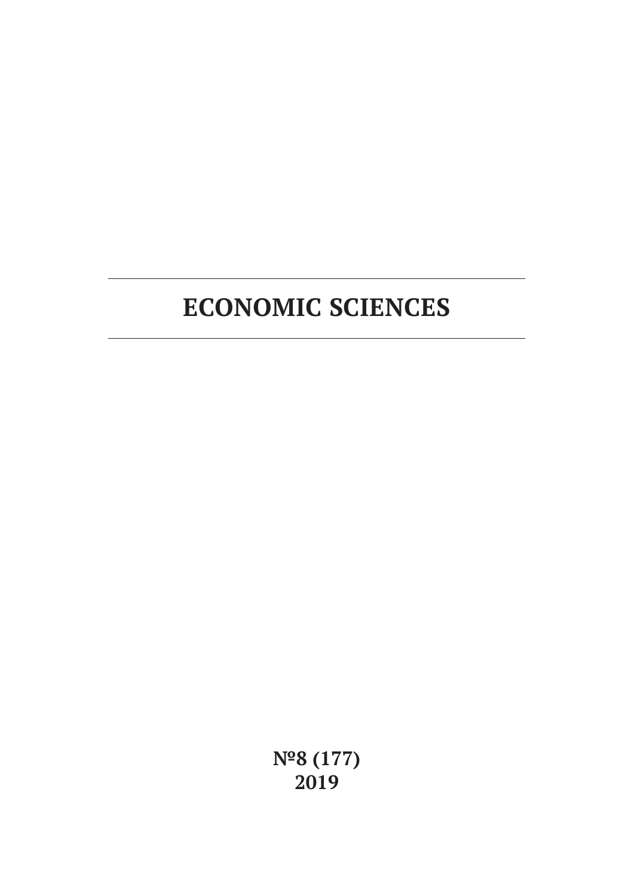# ECONOMIC SCIENCES

**№8 (177)**
**2019**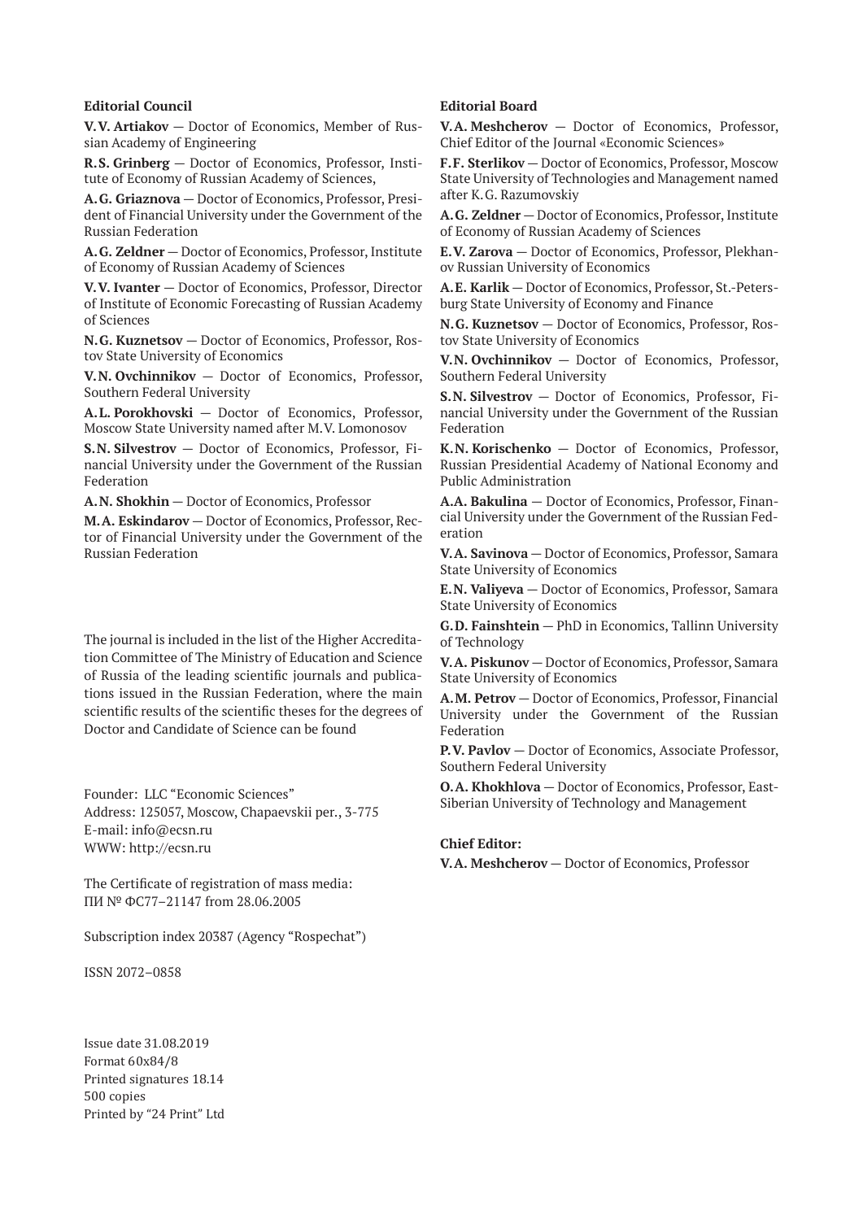**Editorial Council**

**V.V. Artiakov** — Doctor of Economics, Member of Russian Academy of Engineering

**R.S. Grinberg** — Doctor of Economics, Professor, Institute of Economy of Russian Academy of Sciences,

**A.G. Griaznova** — Doctor of Economics, Professor, President of Financial University under the Government of the Russian Federation

**A.G. Zeldner** — Doctor of Economics, Professor, Institute of Economy of Russian Academy of Sciences

**V.V. Ivanter** — Doctor of Economics, Professor, Director of Institute of Economic Forecasting of Russian Academy of Sciences

**N.G. Kuznetsov** — Doctor of Economics, Professor, Rostov State University of Economics

**V.N. Ovchinnikov** — Doctor of Economics, Professor, Southern Federal University

**A.L. Porokhovski** — Doctor of Economics, Professor, Moscow State University named after M.V. Lomonosov

**S.N. Silvestrov** — Doctor of Economics, Professor, Financial University under the Government of the Russian Federation

**A.N. Shokhin** — Doctor of Economics, Professor

**M.A. Eskindarov** — Doctor of Economics, Professor, Rector of Financial University under the Government of the Russian Federation

The journal is included in the list of the Higher Accreditation Committee of The Ministry of Education and Science of Russia of the leading scientific journals and publications issued in the Russian Federation, where the main scientific results of the scientific theses for the degrees of Doctor and Candidate of Science can be found

Founder: LLC "Economic Sciences"
Address: 125057, Moscow, Chapaevskii per., 3-775
E-mail: info@ecsn.ru
WWW: http://ecsn.ru

The Certificate of registration of mass media:
ПИ № ФС77–21147 from 28.06.2005

Subscription index 20387 (Agency "Rospechat")

ISSN 2072–0858

Issue date 31.08.2019
Format 60x84/8
Printed signatures 18.14
500 copies
Printed by "24 Print" Ltd

**Editorial Board**

**V.A. Meshcherov** — Doctor of Economics, Professor, Chief Editor of the Journal «Economic Sciences»

**F.F. Sterlikov** — Doctor of Economics, Professor, Moscow State University of Technologies and Management named after K.G. Razumovskiy

**A.G. Zeldner** — Doctor of Economics, Professor, Institute of Economy of Russian Academy of Sciences

**E.V. Zarova** — Doctor of Economics, Professor, Plekhanov Russian University of Economics

**A.E. Karlik** — Doctor of Economics, Professor, St.-Petersburg State University of Economy and Finance

**N.G. Kuznetsov** — Doctor of Economics, Professor, Rostov State University of Economics

**V.N. Ovchinnikov** — Doctor of Economics, Professor, Southern Federal University

**S.N. Silvestrov** — Doctor of Economics, Professor, Financial University under the Government of the Russian Federation

**K.N. Korischenko** — Doctor of Economics, Professor, Russian Presidential Academy of National Economy and Public Administration

**A.A. Bakulina** — Doctor of Economics, Professor, Financial University under the Government of the Russian Federation

**V.A. Savinova** — Doctor of Economics, Professor, Samara State University of Economics

**E.N. Valiyeva** — Doctor of Economics, Professor, Samara State University of Economics

**G.D. Fainshtein** — PhD in Economics, Tallinn University of Technology

**V.A. Piskunov** — Doctor of Economics, Professor, Samara State University of Economics

**A.M. Petrov** — Doctor of Economics, Professor, Financial University under the Government of the Russian Federation

**P.V. Pavlov** — Doctor of Economics, Associate Professor, Southern Federal University

**O.A. Khokhlova** — Doctor of Economics, Professor, East-Siberian University of Technology and Management

**Chief Editor:**

**V.A. Meshcherov** — Doctor of Economics, Professor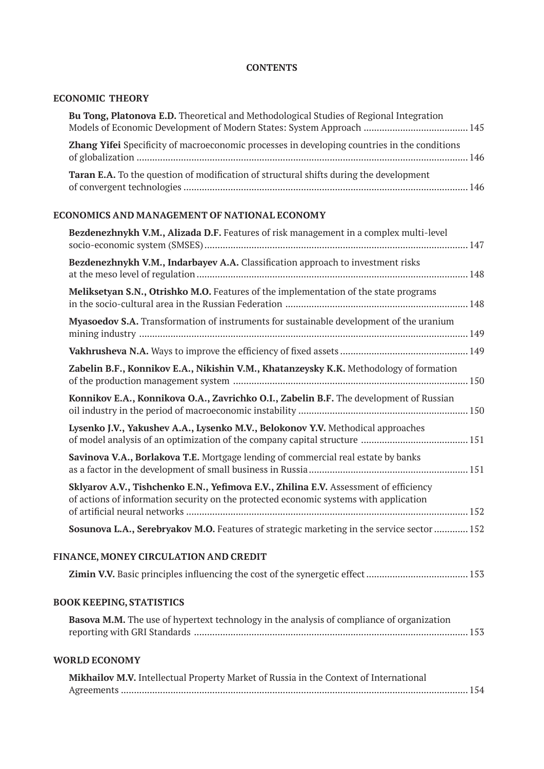# CONTENTS

## ECONOMIC THEORY

**Bu Tong, Platonova E.D.** Theoretical and Methodological Studies of Regional Integration Models of Economic Development of Modern States: System Approach ........................................ 145

**Zhang Yifei** Specificity of macroeconomic processes in developing countries in the conditions of globalization ........................................ 146

**Taran E.A.** To the question of modification of structural shifts during the development of convergent technologies ........................................ 146

## ECONOMICS AND MANAGEMENT OF NATIONAL ECONOMY

**Bezdenezhnykh V.M., Alizada D.F.** Features of risk management in a complex multi-level socio-economic system (SMSES) ........................................ 147

**Bezdenezhnykh V.M., Indarbayev A.A.** Classification approach to investment risks at the meso level of regulation ........................................ 148

**Meliksetyan S.N., Otrishko M.O.** Features of the implementation of the state programs in the socio-cultural area in the Russian Federation ........................................ 148

**Myasoedov S.A.** Transformation of instruments for sustainable development of the uranium mining industry ........................................ 149

**Vakhrusheva N.A.** Ways to improve the efficiency of fixed assets ........................................ 149

**Zabelin B.F., Konnikov E.A., Nikishin V.M., Khatanzeysky K.K.** Methodology of formation of the production management system ........................................ 150

**Konnikov E.A., Konnikova O.A., Zavrichko O.I., Zabelin B.F.** The development of Russian oil industry in the period of macroeconomic instability ........................................ 150

**Lysenko J.V., Yakushev A.A., Lysenko M.V., Belokonov Y.V.** Methodical approaches of model analysis of an optimization of the company capital structure ........................................ 151

**Savinova V.A., Borlakova T.E.** Mortgage lending of commercial real estate by banks as a factor in the development of small business in Russia ........................................ 151

**Sklyarov A.V., Tishchenko E.N., Yefimova E.V., Zhilina E.V.** Assessment of efficiency of actions of information security on the protected economic systems with application of artificial neural networks ........................................ 152

**Sosunova L.A., Serebryakov M.O.** Features of strategic marketing in the service sector ........................................ 152

## FINANCE, MONEY CIRCULATION AND CREDIT

**Zimin V.V.** Basic principles influencing the cost of the synergetic effect ........................................ 153

## BOOK KEEPING, STATISTICS

**Basova M.M.** The use of hypertext technology in the analysis of compliance of organization reporting with GRI Standards ........................................ 153

## WORLD ECONOMY

**Mikhailov M.V.** Intellectual Property Market of Russia in the Context of International Agreements ........................................ 154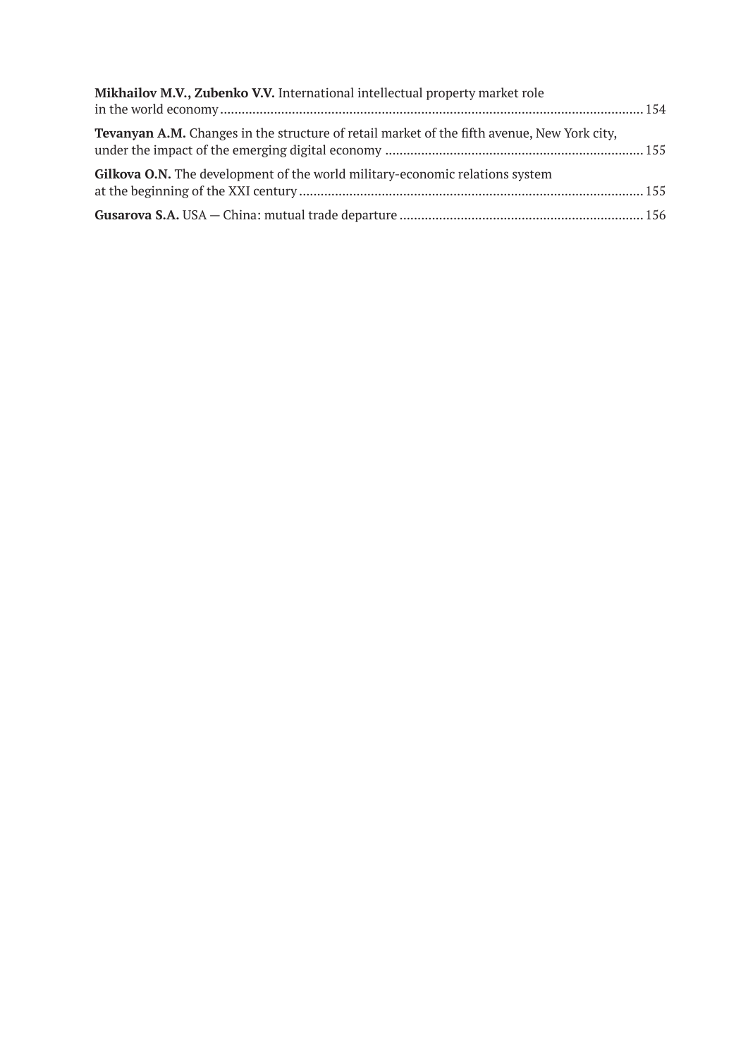**Mikhailov M.V., Zubenko V.V.** International intellectual property market role in the world economy ........................................................................................................................ 154

**Tevanyan A.M.** Changes in the structure of retail market of the fifth avenue, New York city, under the impact of the emerging digital economy ........................................................................ 155

**Gilkova O.N.** The development of the world military-economic relations system at the beginning of the XXI century ................................................................................................ 155

**Gusarova S.A.** USA — China: mutual trade departure .................................................................... 156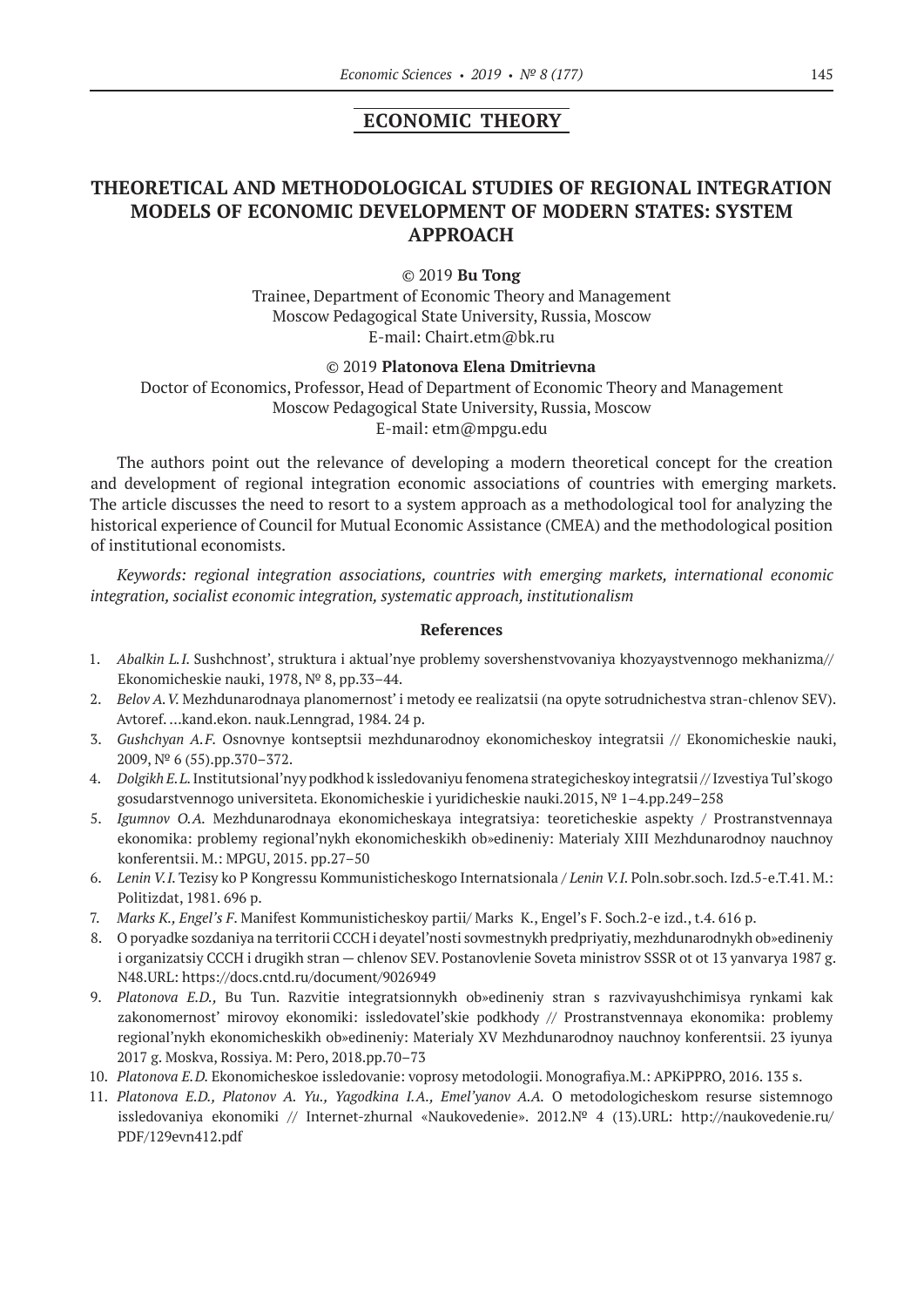## ECONOMIC THEORY

# THEORETICAL AND METHODOLOGICAL STUDIES OF REGIONAL INTEGRATION MODELS OF ECONOMIC DEVELOPMENT OF MODERN STATES: SYSTEM APPROACH

© 2019 **Bu Tong**
Trainee, Department of Economic Theory and Management
Moscow Pedagogical State University, Russia, Moscow
E-mail: Chairt.etm@bk.ru

© 2019 **Platonova Elena Dmitrievna**
Doctor of Economics, Professor, Head of Department of Economic Theory and Management
Moscow Pedagogical State University, Russia, Moscow
E-mail: etm@mpgu.edu

The authors point out the relevance of developing a modern theoretical concept for the creation and development of regional integration economic associations of countries with emerging markets. The article discusses the need to resort to a system approach as a methodological tool for analyzing the historical experience of Council for Mutual Economic Assistance (CMEA) and the methodological position of institutional economists.

*Keywords: regional integration associations, countries with emerging markets, international economic integration, socialist economic integration, systematic approach, institutionalism*

### References

1. *Abalkin L.I.* Sushchnost', struktura i aktual'nye problemy sovershenstvovaniya khozyaystvennogo mekhanizma// Ekonomicheskie nauki, 1978, № 8, pp.33–44.
2. *Belov A.V.* Mezhdunarodnaya planomernost' i metody ee realizatsii (na opyte sotrudnichestva stran-chlenov SEV). Avtoref. …kand.ekon. nauk.Lenngrad, 1984. 24 p.
3. *Gushchyan A.F.* Osnovnye kontseptsii mezhdunarodnoy ekonomicheskoy integratsii // Ekonomicheskie nauki, 2009, № 6 (55).pp.370–372.
4. *Dolgikh E.L.* Institutsional'nyy podkhod k issledovaniyu fenomena strategicheskoy integratsii // Izvestiya Tul'skogo gosudarstvennogo universiteta. Ekonomicheskie i yuridicheskie nauki.2015, № 1–4.pp.249–258
5. *Igumnov O.A.* Mezhdunarodnaya ekonomicheskaya integratsiya: teoreticheskie aspekty / Prostranstvennaya ekonomika: problemy regional'nykh ekonomicheskikh ob»edineniy: Materialy XIII Mezhdunarodnoy nauchnoy konferentsii. M.: MPGU, 2015. pp.27–50
6. *Lenin V.I.* Tezisy ko P Kongressu Kommunisticheskogo Internatsionala / *Lenin V.I.* Poln.sobr.soch. Izd.5-e.T.41. M.: Politizdat, 1981. 696 p.
7. *Marks K., Engel's F.* Manifest Kommunisticheskoy partii/ Marks K., Engel's F. Soch.2-e izd., t.4. 616 p.
8. O poryadke sozdaniya na territorii CCCH i deyatel'nosti sovmestnykh predpriyatiy, mezhdunarodnykh ob»edineniy i organizatsiy CCCH i drugikh stran — chlenov SEV. Postanovlenie Soveta ministrov SSSR ot ot 13 yanvarya 1987 g. N48.URL: https://docs.cntd.ru/document/9026949
9. *Platonova E.D.,* Bu Tun. Razvitie integratsionnykh ob»edineniy stran s razvivayushchimisya rynkami kak zakonomernost' mirovoy ekonomiki: issledovatel'skie podkhody // Prostranstvennaya ekonomika: problemy regional'nykh ekonomicheskikh ob»edineniy: Materialy XV Mezhdunarodnoy nauchnoy konferentsii. 23 iyunya 2017 g. Moskva, Rossiya. M: Pero, 2018.pp.70–73
10. *Platonova E.D.* Ekonomicheskoe issledovanie: voprosy metodologii. Monografiya.M.: APKiPPRO, 2016. 135 s.
11. *Platonova E.D., Platonov A. Yu., Yagodkina I.A., Emel'yanov A.A.* O metodologicheskom resurse sistemnogo issledovaniya ekonomiki // Internet-zhurnal «Naukovedenie». 2012.№ 4 (13).URL: http://naukovedenie.ru/PDF/129evn412.pdf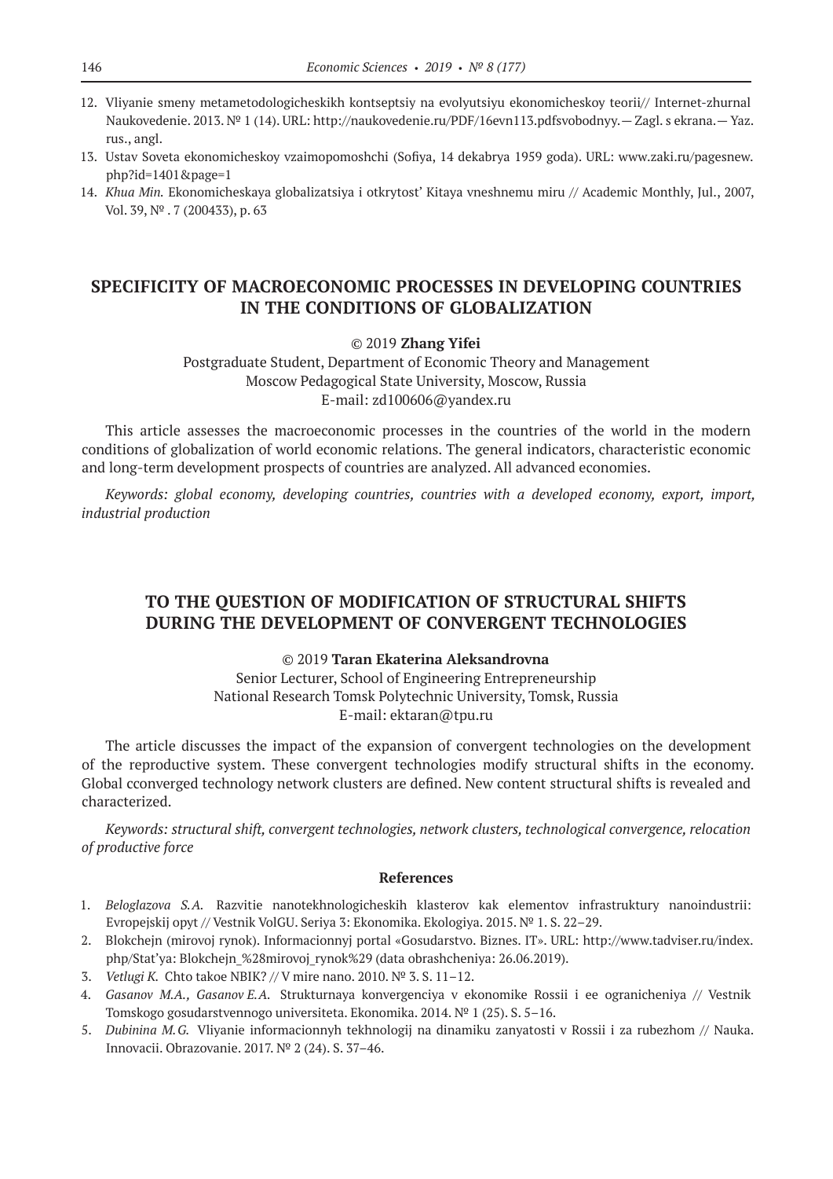12. Vliyanie smeny metametodologicheskikh kontseptsiy na evolyutsiyu ekonomicheskoy teorii// Internet-zhurnal Naukovedenie. 2013. № 1 (14). URL: http://naukovedenie.ru/PDF/16evn113.pdfsvobodnyy.— Zagl. s ekrana.— Yaz. rus., angl.
13. Ustav Soveta ekonomicheskoy vzaimopomoshchi (Sofiya, 14 dekabrya 1959 goda). URL: www.zaki.ru/pagesnew.php?id=1401&page=1
14. *Khua Min.* Ekonomicheskaya globalizatsiya i otkrytost' Kitaya vneshnemu miru // Academic Monthly, Jul., 2007, Vol. 39, № . 7 (200433), p. 63

## SPECIFICITY OF MACROECONOMIC PROCESSES IN DEVELOPING COUNTRIES IN THE CONDITIONS OF GLOBALIZATION

© 2019 **Zhang Yifei**

Postgraduate Student, Department of Economic Theory and Management
Moscow Pedagogical State University, Moscow, Russia
E-mail: zd100606@yandex.ru

This article assesses the macroeconomic processes in the countries of the world in the modern conditions of globalization of world economic relations. The general indicators, characteristic economic and long-term development prospects of countries are analyzed. All advanced economies.

*Keywords: global economy, developing countries, countries with a developed economy, export, import, industrial production*

## TO THE QUESTION OF MODIFICATION OF STRUCTURAL SHIFTS DURING THE DEVELOPMENT OF CONVERGENT TECHNOLOGIES

© 2019 **Taran Ekaterina Aleksandrovna**

Senior Lecturer, School of Engineering Entrepreneurship
National Research Tomsk Polytechnic University, Tomsk, Russia
E-mail: ektaran@tpu.ru

The article discusses the impact of the expansion of convergent technologies on the development of the reproductive system. These convergent technologies modify structural shifts in the economy. Global cconverged technology network clusters are defined. New content structural shifts is revealed and characterized.

*Keywords: structural shift, convergent technologies, network clusters, technological convergence, relocation of productive force*

### References

1. *Beloglazova S.A.* Razvitie nanotekhnologicheskih klasterov kak elementov infrastruktury nanoindustrii: Evropejskij opyt // Vestnik VolGU. Seriya 3: Ekonomika. Ekologiya. 2015. № 1. S. 22–29.
2. Blokchejn (mirovoj rynok). Informacionnyj portal «Gosudarstvo. Biznes. IT». URL: http://www.tadviser.ru/index.php/Stat'ya: Blokchejn_%28mirovoj_rynok%29 (data obrashcheniya: 26.06.2019).
3. *Vetlugi K.* Chto takoe NBIK? // V mire nano. 2010. № 3. S. 11–12.
4. *Gasanov M.A., Gasanov E.A.* Strukturnaya konvergenciya v ekonomike Rossii i ee ogranicheniya // Vestnik Tomskogo gosudarstvennogo universiteta. Ekonomika. 2014. № 1 (25). S. 5–16.
5. *Dubinina M.G.* Vliyanie informacionnyh tekhnologij na dinamiku zanyatosti v Rossii i za rubezhom // Nauka. Innovacii. Obrazovanie. 2017. № 2 (24). S. 37–46.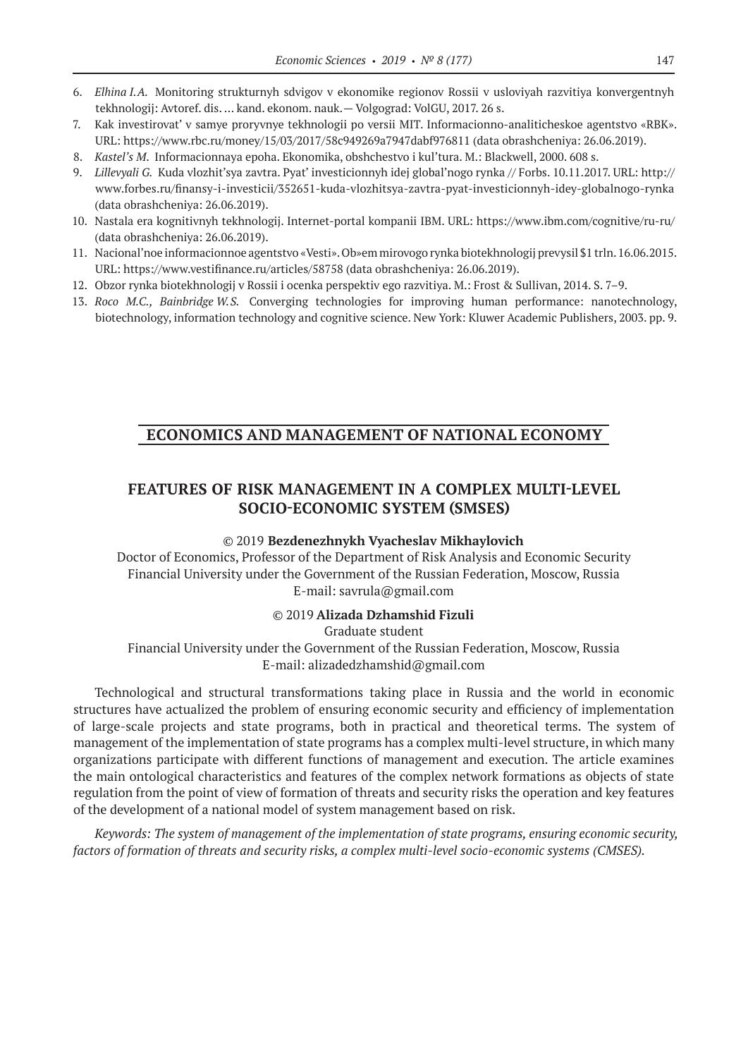6. *Elhina I.A.* Monitoring strukturnyh sdvigov v ekonomike regionov Rossii v usloviyah razvitiya konvergentnyh tekhnologij: Avtoref. dis. … kand. ekonom. nauk.— Volgograd: VolGU, 2017. 26 s.
7. Kak investirovat' v samye proryvnye tekhnologii po versii MIT. Informacionno-analiticheskoe agentstvo «RBK». URL: https://www.rbc.ru/money/15/03/2017/58c949269a7947dabf976811 (data obrashcheniya: 26.06.2019).
8. *Kastel's M.* Informacionnaya epoha. Ekonomika, obshchestvo i kul'tura. M.: Blackwell, 2000. 608 s.
9. *Lillevyali G.* Kuda vlozhit'sya zavtra. Pyat' investicionnyh idej global'nogo rynka // Forbs. 10.11.2017. URL: http://www.forbes.ru/finansy-i-investicii/352651-kuda-vlozhitsya-zavtra-pyat-investicionnyh-idey-globalnogo-rynka (data obrashcheniya: 26.06.2019).
10. Nastala era kognitivnyh tekhnologij. Internet-portal kompanii IBM. URL: https://www.ibm.com/cognitive/ru-ru/ (data obrashcheniya: 26.06.2019).
11. Nacional'noe informacionnoe agentstvo «Vesti». Ob»em mirovogo rynka biotekhnologij prevysil $1 trln. 16.06.2015. URL: https://www.vestifinance.ru/articles/58758 (data obrashcheniya: 26.06.2019).
12. Obzor rynka biotekhnologij v Rossii i ocenka perspektiv ego razvitiya. M.: Frost & Sullivan, 2014. S. 7–9.
13. *Roco M.C., Bainbridge W.S.* Converging technologies for improving human performance: nanotechnology, biotechnology, information technology and cognitive science. New York: Kluwer Academic Publishers, 2003. pp. 9.

## ECONOMICS AND MANAGEMENT OF NATIONAL ECONOMY

# FEATURES OF RISK MANAGEMENT IN A COMPLEX MULTI-LEVEL SOCIO-ECONOMIC SYSTEM (SMSES)

© 2019 **Bezdenezhnykh Vyacheslav Mikhaylovich**
Doctor of Economics, Professor of the Department of Risk Analysis and Economic Security
Financial University under the Government of the Russian Federation, Moscow, Russia
E-mail: savrula@gmail.com

© 2019 **Alizada Dzhamshid Fizuli**
Graduate student
Financial University under the Government of the Russian Federation, Moscow, Russia
E-mail: alizadedzhamshid@gmail.com

Technological and structural transformations taking place in Russia and the world in economic structures have actualized the problem of ensuring economic security and efficiency of implementation of large-scale projects and state programs, both in practical and theoretical terms. The system of management of the implementation of state programs has a complex multi-level structure, in which many organizations participate with different functions of management and execution. The article examines the main ontological characteristics and features of the complex network formations as objects of state regulation from the point of view of formation of threats and security risks the operation and key features of the development of a national model of system management based on risk.

*Keywords: The system of management of the implementation of state programs, ensuring economic security, factors of formation of threats and security risks, a complex multi-level socio-economic systems (CMSES).*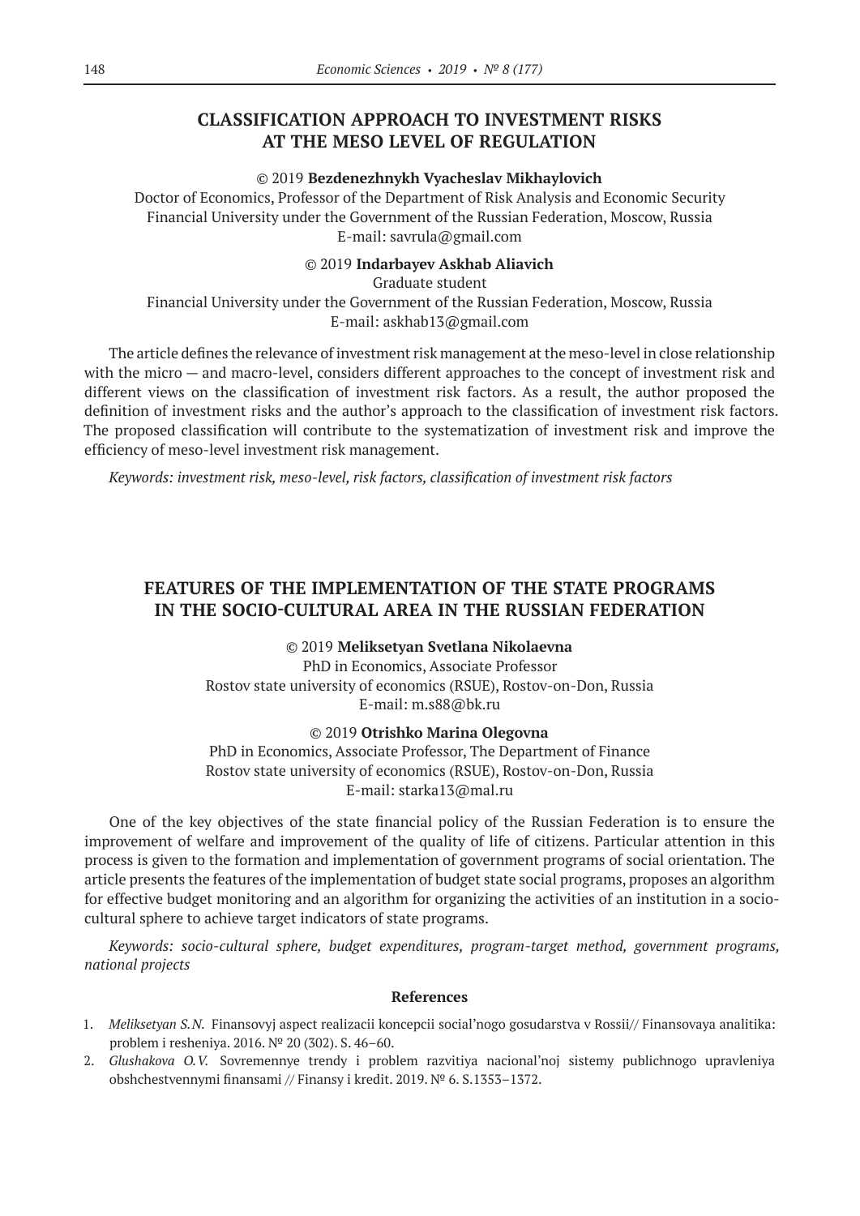## CLASSIFICATION APPROACH TO INVESTMENT RISKS AT THE MESO LEVEL OF REGULATION

© 2019 **Bezdenezhnykh Vyacheslav Mikhaylovich**

Doctor of Economics, Professor of the Department of Risk Analysis and Economic Security
Financial University under the Government of the Russian Federation, Moscow, Russia
E-mail: savrula@gmail.com

© 2019 **Indarbayev Askhab Aliavich**

Graduate student
Financial University under the Government of the Russian Federation, Moscow, Russia
E-mail: askhab13@gmail.com

The article defines the relevance of investment risk management at the meso-level in close relationship with the micro — and macro-level, considers different approaches to the concept of investment risk and different views on the classification of investment risk factors. As a result, the author proposed the definition of investment risks and the author's approach to the classification of investment risk factors. The proposed classification will contribute to the systematization of investment risk and improve the efficiency of meso-level investment risk management.

*Keywords: investment risk, meso-level, risk factors, classification of investment risk factors*

## FEATURES OF THE IMPLEMENTATION OF THE STATE PROGRAMS IN THE SOCIO-CULTURAL AREA IN THE RUSSIAN FEDERATION

© 2019 **Meliksetyan Svetlana Nikolaevna**

PhD in Economics, Associate Professor
Rostov state university of economics (RSUE), Rostov-on-Don, Russia
E-mail: m.s88@bk.ru

© 2019 **Otrishko Marina Olegovna**

PhD in Economics, Associate Professor, The Department of Finance
Rostov state university of economics (RSUE), Rostov-on-Don, Russia
E-mail: starka13@mal.ru

One of the key objectives of the state financial policy of the Russian Federation is to ensure the improvement of welfare and improvement of the quality of life of citizens. Particular attention in this process is given to the formation and implementation of government programs of social orientation. The article presents the features of the implementation of budget state social programs, proposes an algorithm for effective budget monitoring and an algorithm for organizing the activities of an institution in a socio-cultural sphere to achieve target indicators of state programs.

*Keywords: socio-cultural sphere, budget expenditures, program-target method, government programs, national projects*

### References

1. *Meliksetyan S.N.* Finansovyj aspect realizacii koncepcii social'nogo gosudarstva v Rossii// Finansovaya analitika: problem i resheniya. 2016. № 20 (302). S. 46–60.
2. *Glushakova O.V.* Sovremennye trendy i problem razvitiya nacional'noj sistemy publichnogo upravleniya obshchestvennymi finansami // Finansy i kredit. 2019. № 6. S.1353–1372.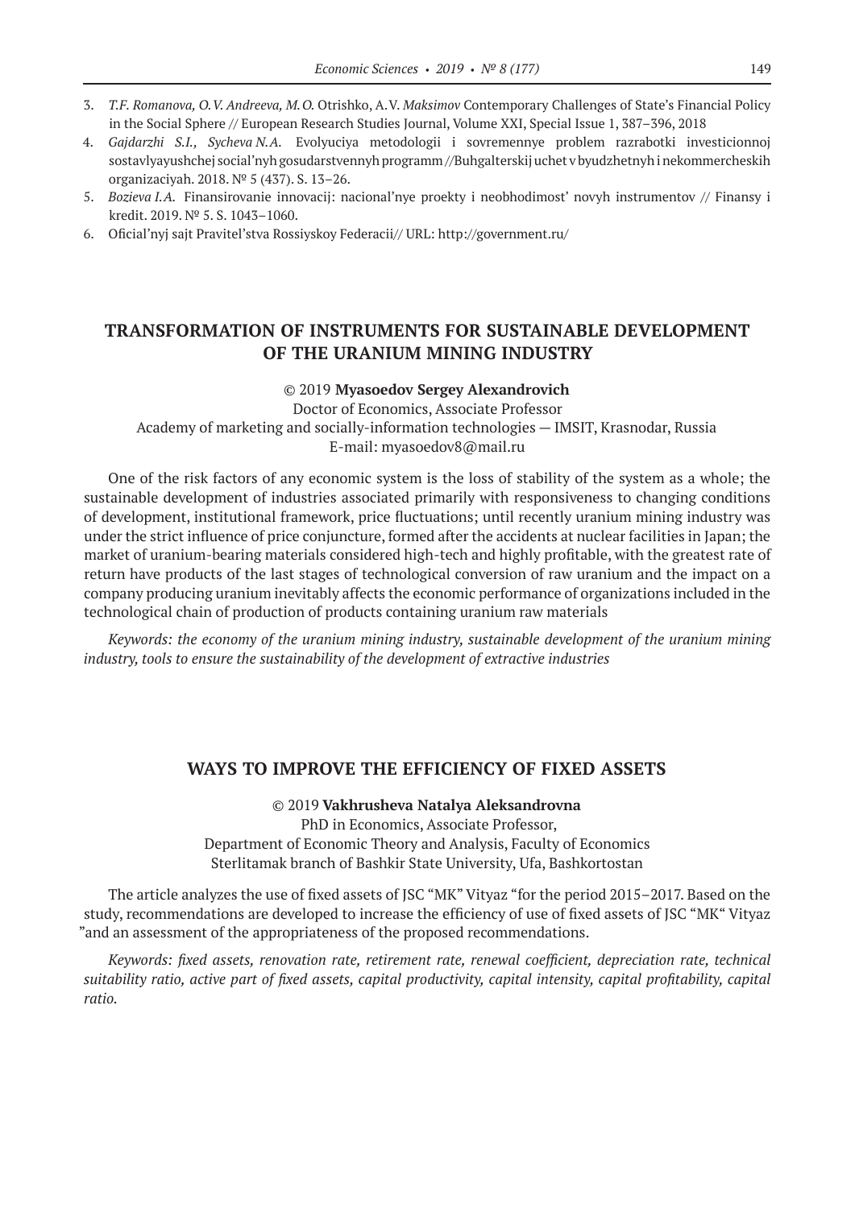3. *T.F. Romanova, O.V. Andreeva, M.O.* Otrishko, A.V. *Maksimov* Contemporary Challenges of State's Financial Policy in the Social Sphere // European Research Studies Journal, Volume XXI, Special Issue 1, 387–396, 2018
4. *Gajdarzhi S.I., Sycheva N.A.* Evolyuciya metodologii i sovremennye problem razrabotki investicionnoj sostavlyayushchej social'nyh gosudarstvennyh programm //Buhgalterskij uchet v byudzhetnyh i nekommercheskih organizaciyah. 2018. № 5 (437). S. 13–26.
5. *Bozieva I.A.* Finansirovanie innovacij: nacional'nye proekty i neobhodimost' novyh instrumentov // Finansy i kredit. 2019. № 5. S. 1043–1060.
6. Oficial'nyj sajt Pravitel'stva Rossiyskoy Federacii// URL: http://government.ru/

## TRANSFORMATION OF INSTRUMENTS FOR SUSTAINABLE DEVELOPMENT OF THE URANIUM MINING INDUSTRY

© 2019 **Myasoedov Sergey Alexandrovich**

Doctor of Economics, Associate Professor

Academy of marketing and socially-information technologies — IMSIT, Krasnodar, Russia

E-mail: myasoedov8@mail.ru

One of the risk factors of any economic system is the loss of stability of the system as a whole; the sustainable development of industries associated primarily with responsiveness to changing conditions of development, institutional framework, price fluctuations; until recently uranium mining industry was under the strict influence of price conjuncture, formed after the accidents at nuclear facilities in Japan; the market of uranium-bearing materials considered high-tech and highly profitable, with the greatest rate of return have products of the last stages of technological conversion of raw uranium and the impact on a company producing uranium inevitably affects the economic performance of organizations included in the technological chain of production of products containing uranium raw materials

*Keywords: the economy of the uranium mining industry, sustainable development of the uranium mining industry, tools to ensure the sustainability of the development of extractive industries*

## WAYS TO IMPROVE THE EFFICIENCY OF FIXED ASSETS

© 2019 **Vakhrusheva Natalya Aleksandrovna**

PhD in Economics, Associate Professor,

Department of Economic Theory and Analysis, Faculty of Economics

Sterlitamak branch of Bashkir State University, Ufa, Bashkortostan

The article analyzes the use of fixed assets of JSC "MK" Vityaz "for the period 2015–2017. Based on the study, recommendations are developed to increase the efficiency of use of fixed assets of JSC "MK" Vityaz "and an assessment of the appropriateness of the proposed recommendations.

*Keywords: fixed assets, renovation rate, retirement rate, renewal coefficient, depreciation rate, technical suitability ratio, active part of fixed assets, capital productivity, capital intensity, capital profitability, capital ratio.*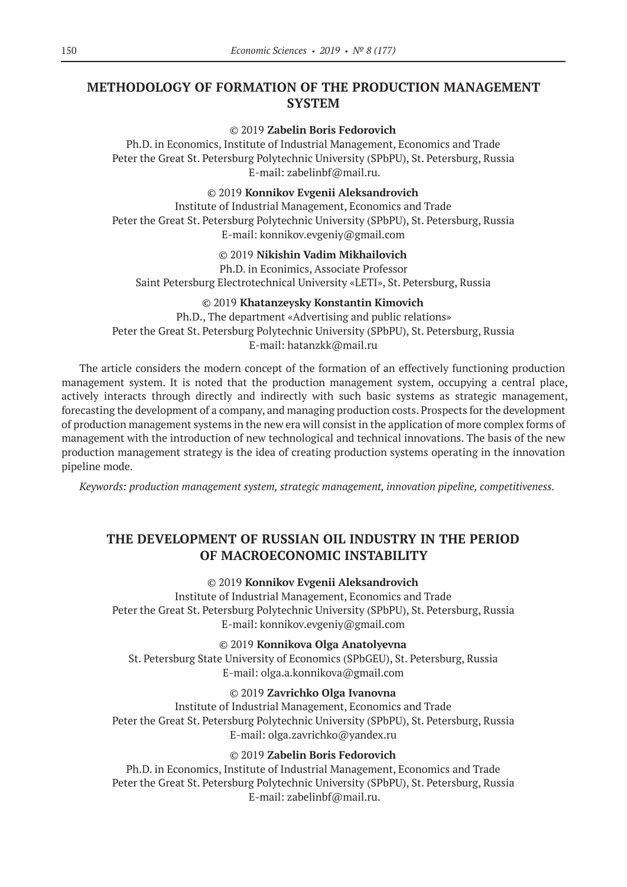## METHODOLOGY OF FORMATION OF THE PRODUCTION MANAGEMENT SYSTEM

© 2019 **Zabelin Boris Fedorovich**
Ph.D. in Economics, Institute of Industrial Management, Economics and Trade
Peter the Great St. Petersburg Polytechnic University (SPbPU), St. Petersburg, Russia
E-mail: zabelinbf@mail.ru.

© 2019 **Konnikov Evgenii Aleksandrovich**
Institute of Industrial Management, Economics and Trade
Peter the Great St. Petersburg Polytechnic University (SPbPU), St. Petersburg, Russia
E-mail: konnikov.evgeniy@gmail.com

© 2019 **Nikishin Vadim Mikhailovich**
Ph.D. in Econimics, Associate Professor
Saint Petersburg Electrotechnical University «LETI», St. Petersburg, Russia

© 2019 **Khatanzeysky Konstantin Kimovich**
Ph.D., The department «Advertising and public relations»
Peter the Great St. Petersburg Polytechnic University (SPbPU), St. Petersburg, Russia
E-mail: hatanzkk@mail.ru

The article considers the modern concept of the formation of an effectively functioning production management system. It is noted that the production management system, occupying a central place, actively interacts through directly and indirectly with such basic systems as strategic management, forecasting the development of a company, and managing production costs. Prospects for the development of production management systems in the new era will consist in the application of more complex forms of management with the introduction of new technological and technical innovations. The basis of the new production management strategy is the idea of creating production systems operating in the innovation pipeline mode.

*Keywords: production management system, strategic management, innovation pipeline, competitiveness.*

## THE DEVELOPMENT OF RUSSIAN OIL INDUSTRY IN THE PERIOD OF MACROECONOMIC INSTABILITY

© 2019 **Konnikov Evgenii Aleksandrovich**
Institute of Industrial Management, Economics and Trade
Peter the Great St. Petersburg Polytechnic University (SPbPU), St. Petersburg, Russia
E-mail: konnikov.evgeniy@gmail.com

© 2019 **Konnikova Olga Anatolyevna**
St. Petersburg State University of Economics (SPbGEU), St. Petersburg, Russia
E-mail: olga.a.konnikova@gmail.com

© 2019 **Zavrichko Olga Ivanovna**
Institute of Industrial Management, Economics and Trade
Peter the Great St. Petersburg Polytechnic University (SPbPU), St. Petersburg, Russia
E-mail: olga.zavrichko@yandex.ru

© 2019 **Zabelin Boris Fedorovich**
Ph.D. in Economics, Institute of Industrial Management, Economics and Trade
Peter the Great St. Petersburg Polytechnic University (SPbPU), St. Petersburg, Russia
E-mail: zabelinbf@mail.ru.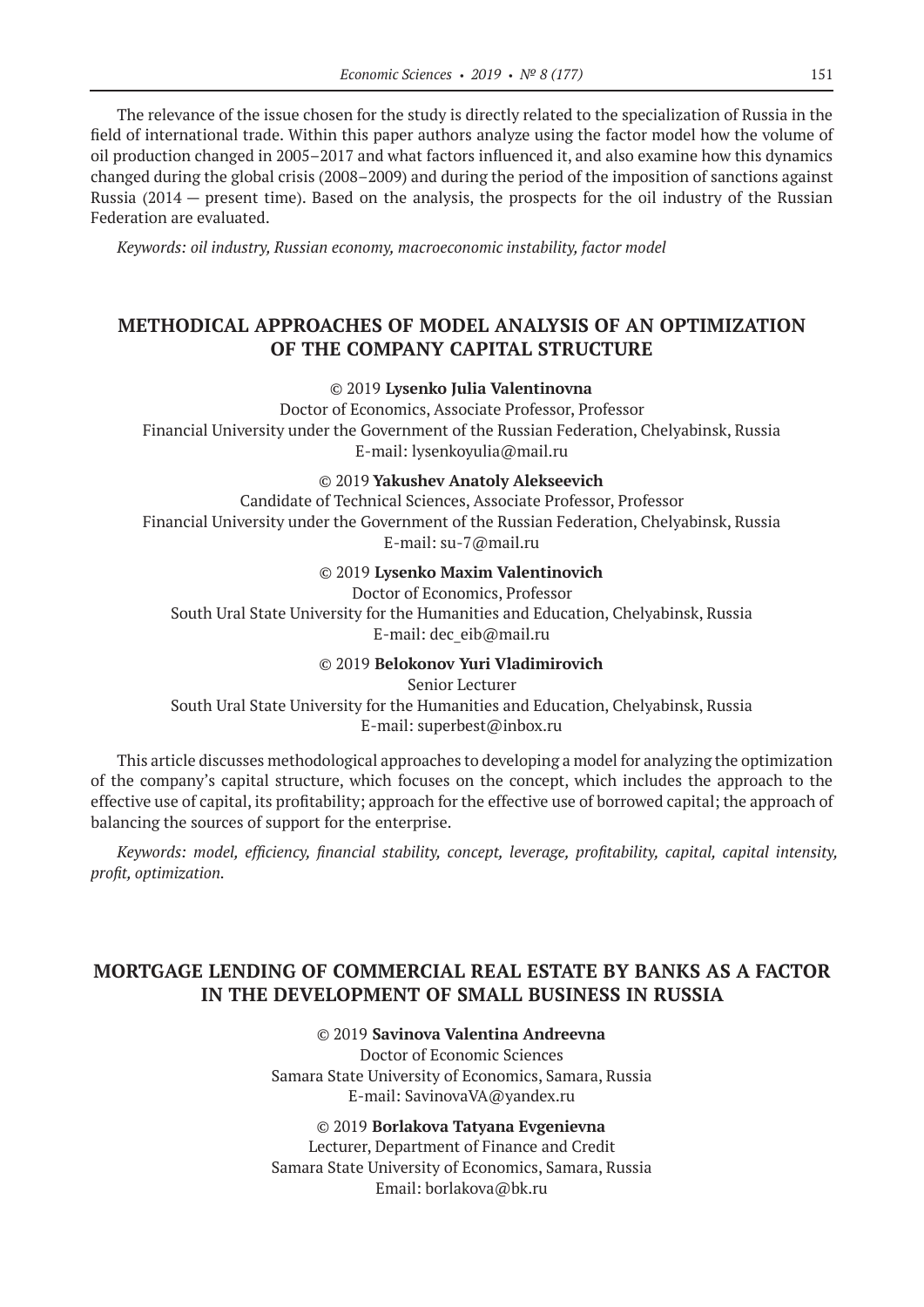The relevance of the issue chosen for the study is directly related to the specialization of Russia in the field of international trade. Within this paper authors analyze using the factor model how the volume of oil production changed in 2005–2017 and what factors influenced it, and also examine how this dynamics changed during the global crisis (2008–2009) and during the period of the imposition of sanctions against Russia (2014 — present time). Based on the analysis, the prospects for the oil industry of the Russian Federation are evaluated.

*Keywords: oil industry, Russian economy, macroeconomic instability, factor model*

## METHODICAL APPROACHES OF MODEL ANALYSIS OF AN OPTIMIZATION OF THE COMPANY CAPITAL STRUCTURE

© 2019 **Lysenko Julia Valentinovna**
Doctor of Economics, Associate Professor, Professor
Financial University under the Government of the Russian Federation, Chelyabinsk, Russia
E-mail: lysenkoyulia@mail.ru

© 2019 **Yakushev Anatoly Alekseevich**
Candidate of Technical Sciences, Associate Professor, Professor
Financial University under the Government of the Russian Federation, Chelyabinsk, Russia
E-mail: su-7@mail.ru

© 2019 **Lysenko Maxim Valentinovich**
Doctor of Economics, Professor
South Ural State University for the Humanities and Education, Chelyabinsk, Russia
E-mail: dec_eib@mail.ru

© 2019 **Belokonov Yuri Vladimirovich**
Senior Lecturer
South Ural State University for the Humanities and Education, Chelyabinsk, Russia
E-mail: superbest@inbox.ru

This article discusses methodological approaches to developing a model for analyzing the optimization of the company's capital structure, which focuses on the concept, which includes the approach to the effective use of capital, its profitability; approach for the effective use of borrowed capital; the approach of balancing the sources of support for the enterprise.

*Keywords: model, efficiency, financial stability, concept, leverage, profitability, capital, capital intensity, profit, optimization.*

## MORTGAGE LENDING OF COMMERCIAL REAL ESTATE BY BANKS AS A FACTOR IN THE DEVELOPMENT OF SMALL BUSINESS IN RUSSIA

© 2019 **Savinova Valentina Andreevna**
Doctor of Economic Sciences
Samara State University of Economics, Samara, Russia
E-mail: SavinovaVA@yandex.ru

© 2019 **Borlakova Tatyana Evgenievna**
Lecturer, Department of Finance and Credit
Samara State University of Economics, Samara, Russia
Email: borlakova@bk.ru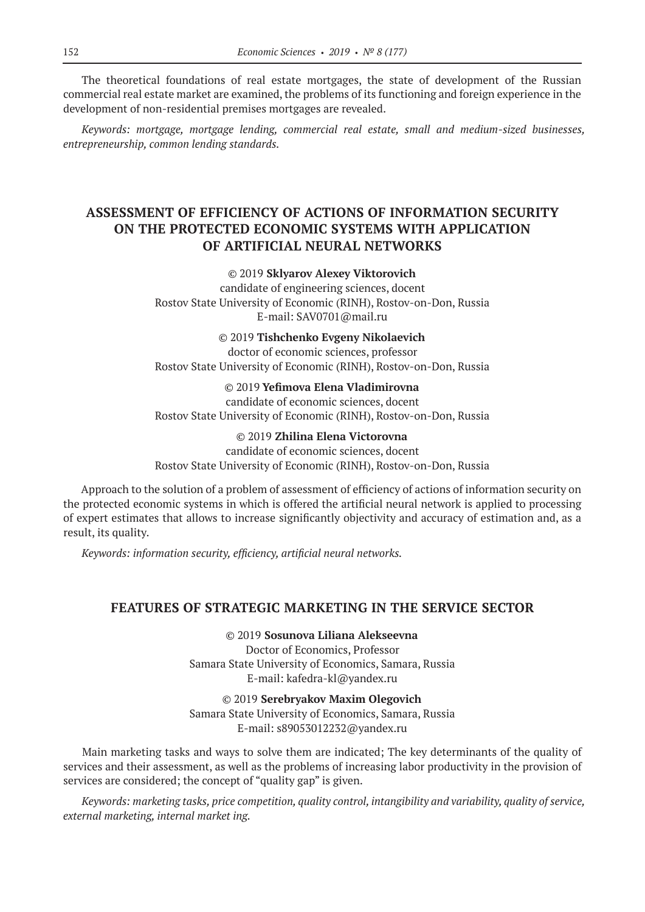The theoretical foundations of real estate mortgages, the state of development of the Russian commercial real estate market are examined, the problems of its functioning and foreign experience in the development of non-residential premises mortgages are revealed.

*Keywords: mortgage, mortgage lending, commercial real estate, small and medium-sized businesses, entrepreneurship, common lending standards.*

## ASSESSMENT OF EFFICIENCY OF ACTIONS OF INFORMATION SECURITY ON THE PROTECTED ECONOMIC SYSTEMS WITH APPLICATION OF ARTIFICIAL NEURAL NETWORKS

© 2019 **Sklyarov Alexey Viktorovich**
candidate of engineering sciences, docent
Rostov State University of Economic (RINH), Rostov-on-Don, Russia
E-mail: SAV0701@mail.ru

© 2019 **Tishchenko Evgeny Nikolaevich**
doctor of economic sciences, professor
Rostov State University of Economic (RINH), Rostov-on-Don, Russia

© 2019 **Yefimova Elena Vladimirovna**
candidate of economic sciences, docent
Rostov State University of Economic (RINH), Rostov-on-Don, Russia

© 2019 **Zhilina Elena Victorovna**
candidate of economic sciences, docent
Rostov State University of Economic (RINH), Rostov-on-Don, Russia

Approach to the solution of a problem of assessment of efficiency of actions of information security on the protected economic systems in which is offered the artificial neural network is applied to processing of expert estimates that allows to increase significantly objectivity and accuracy of estimation and, as a result, its quality.

*Keywords: information security, efficiency, artificial neural networks.*

## FEATURES OF STRATEGIC MARKETING IN THE SERVICE SECTOR

© 2019 **Sosunova Liliana Alekseevna**
Doctor of Economics, Professor
Samara State University of Economics, Samara, Russia
E-mail: kafedra-kl@yandex.ru

© 2019 **Serebryakov Maxim Olegovich**
Samara State University of Economics, Samara, Russia
E-mail: s89053012232@yandex.ru

Main marketing tasks and ways to solve them are indicated; The key determinants of the quality of services and their assessment, as well as the problems of increasing labor productivity in the provision of services are considered; the concept of "quality gap" is given.

*Keywords: marketing tasks, price competition, quality control, intangibility and variability, quality of service, external marketing, internal market ing.*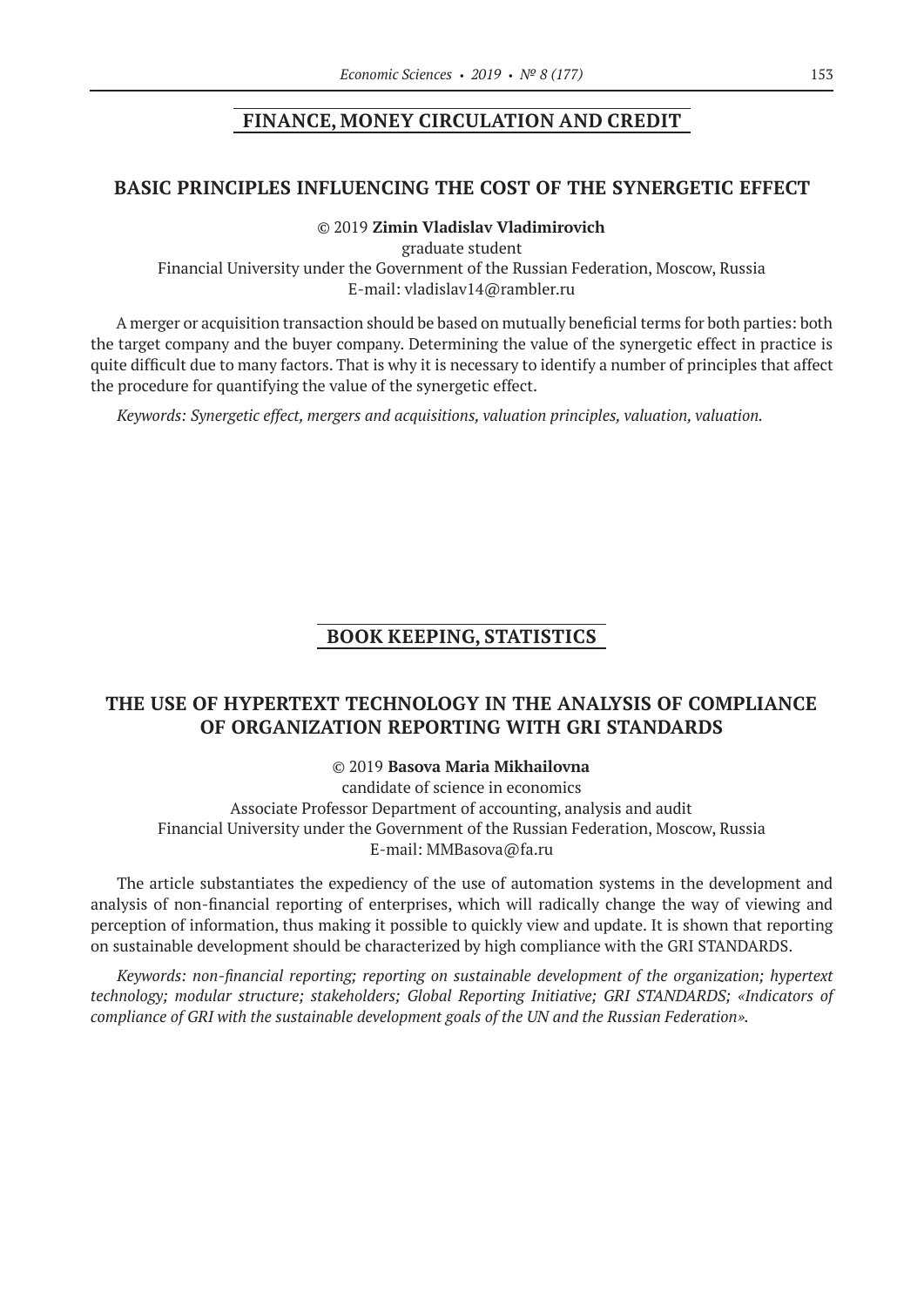## FINANCE, MONEY CIRCULATION AND CREDIT

### BASIC PRINCIPLES INFLUENCING THE COST OF THE SYNERGETIC EFFECT

© 2019 **Zimin Vladislav Vladimirovich**

graduate student

Financial University under the Government of the Russian Federation, Moscow, Russia

E-mail: vladislav14@rambler.ru

A merger or acquisition transaction should be based on mutually beneficial terms for both parties: both the target company and the buyer company. Determining the value of the synergetic effect in practice is quite difficult due to many factors. That is why it is necessary to identify a number of principles that affect the procedure for quantifying the value of the synergetic effect.

*Keywords: Synergetic effect, mergers and acquisitions, valuation principles, valuation, valuation.*

## BOOK KEEPING, STATISTICS

### THE USE OF HYPERTEXT TECHNOLOGY IN THE ANALYSIS OF COMPLIANCE OF ORGANIZATION REPORTING WITH GRI STANDARDS

© 2019 **Basova Maria Mikhailovna**

candidate of science in economics

Associate Professor Department of accounting, analysis and audit

Financial University under the Government of the Russian Federation, Moscow, Russia

E-mail: MMBasova@fa.ru

The article substantiates the expediency of the use of automation systems in the development and analysis of non-financial reporting of enterprises, which will radically change the way of viewing and perception of information, thus making it possible to quickly view and update. It is shown that reporting on sustainable development should be characterized by high compliance with the GRI STANDARDS.

*Keywords: non-financial reporting; reporting on sustainable development of the organization; hypertext technology; modular structure; stakeholders; Global Reporting Initiative; GRI STANDARDS; «Indicators of compliance of GRI with the sustainable development goals of the UN and the Russian Federation».*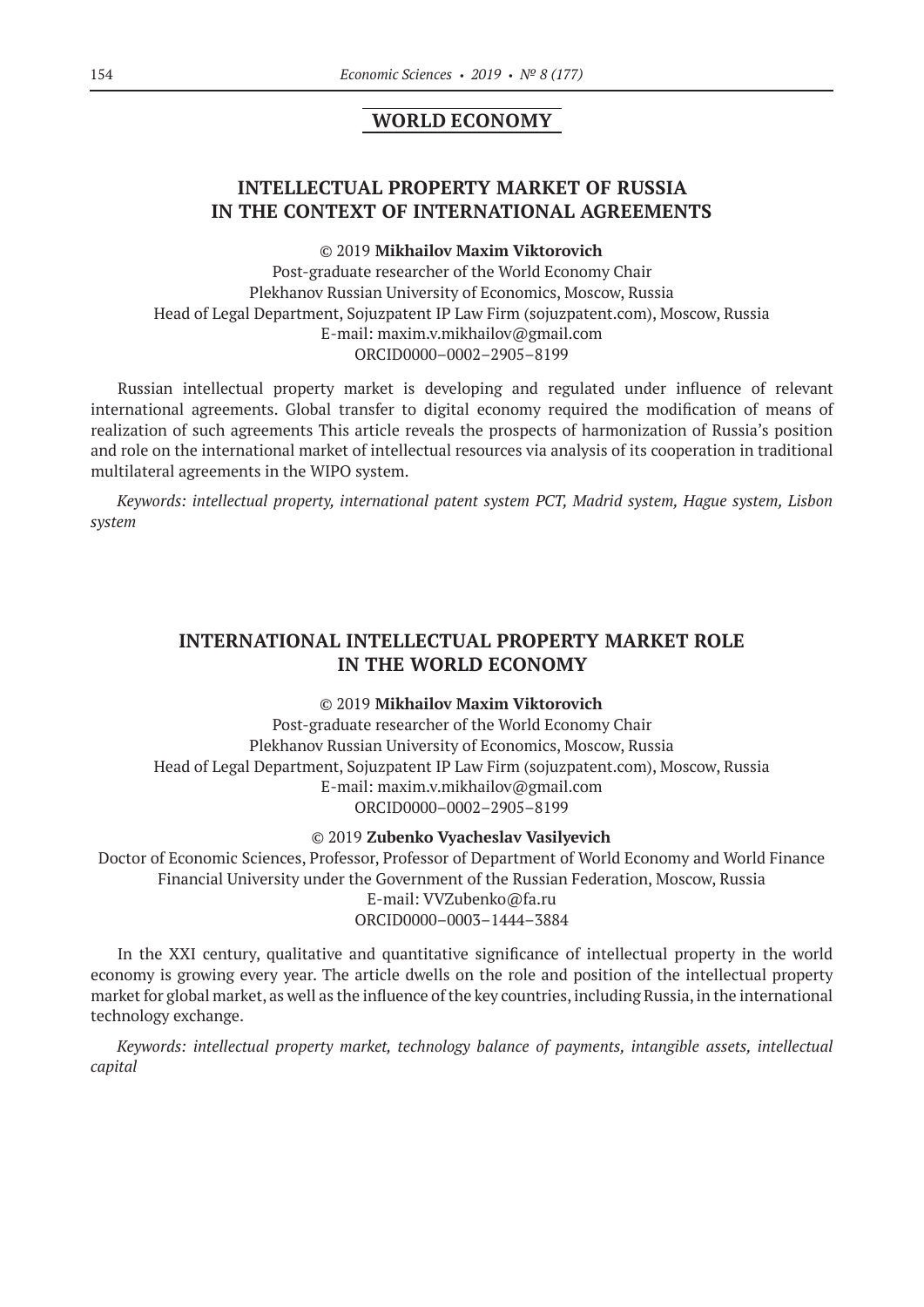## WORLD ECONOMY

### INTELLECTUAL PROPERTY MARKET OF RUSSIA IN THE CONTEXT OF INTERNATIONAL AGREEMENTS

© 2019 **Mikhailov Maxim Viktorovich**

Post-graduate researcher of the World Economy Chair
Plekhanov Russian University of Economics, Moscow, Russia
Head of Legal Department, Sojuzpatent IP Law Firm (sojuzpatent.com), Moscow, Russia
E-mail: maxim.v.mikhailov@gmail.com
ORCID0000–0002–2905–8199

Russian intellectual property market is developing and regulated under influence of relevant international agreements. Global transfer to digital economy required the modification of means of realization of such agreements This article reveals the prospects of harmonization of Russia's position and role on the international market of intellectual resources via analysis of its cooperation in traditional multilateral agreements in the WIPO system.

*Keywords: intellectual property, international patent system PCT, Madrid system, Hague system, Lisbon system*

### INTERNATIONAL INTELLECTUAL PROPERTY MARKET ROLE IN THE WORLD ECONOMY

© 2019 **Mikhailov Maxim Viktorovich**

Post-graduate researcher of the World Economy Chair
Plekhanov Russian University of Economics, Moscow, Russia
Head of Legal Department, Sojuzpatent IP Law Firm (sojuzpatent.com), Moscow, Russia
E-mail: maxim.v.mikhailov@gmail.com
ORCID0000–0002–2905–8199

© 2019 **Zubenko Vyacheslav Vasilyevich**

Doctor of Economic Sciences, Professor, Professor of Department of World Economy and World Finance
Financial University under the Government of the Russian Federation, Moscow, Russia
E-mail: VVZubenko@fa.ru
ORCID0000–0003–1444–3884

In the XXI century, qualitative and quantitative significance of intellectual property in the world economy is growing every year. The article dwells on the role and position of the intellectual property market for global market, as well as the influence of the key countries, including Russia, in the international technology exchange.

*Keywords: intellectual property market, technology balance of payments, intangible assets, intellectual capital*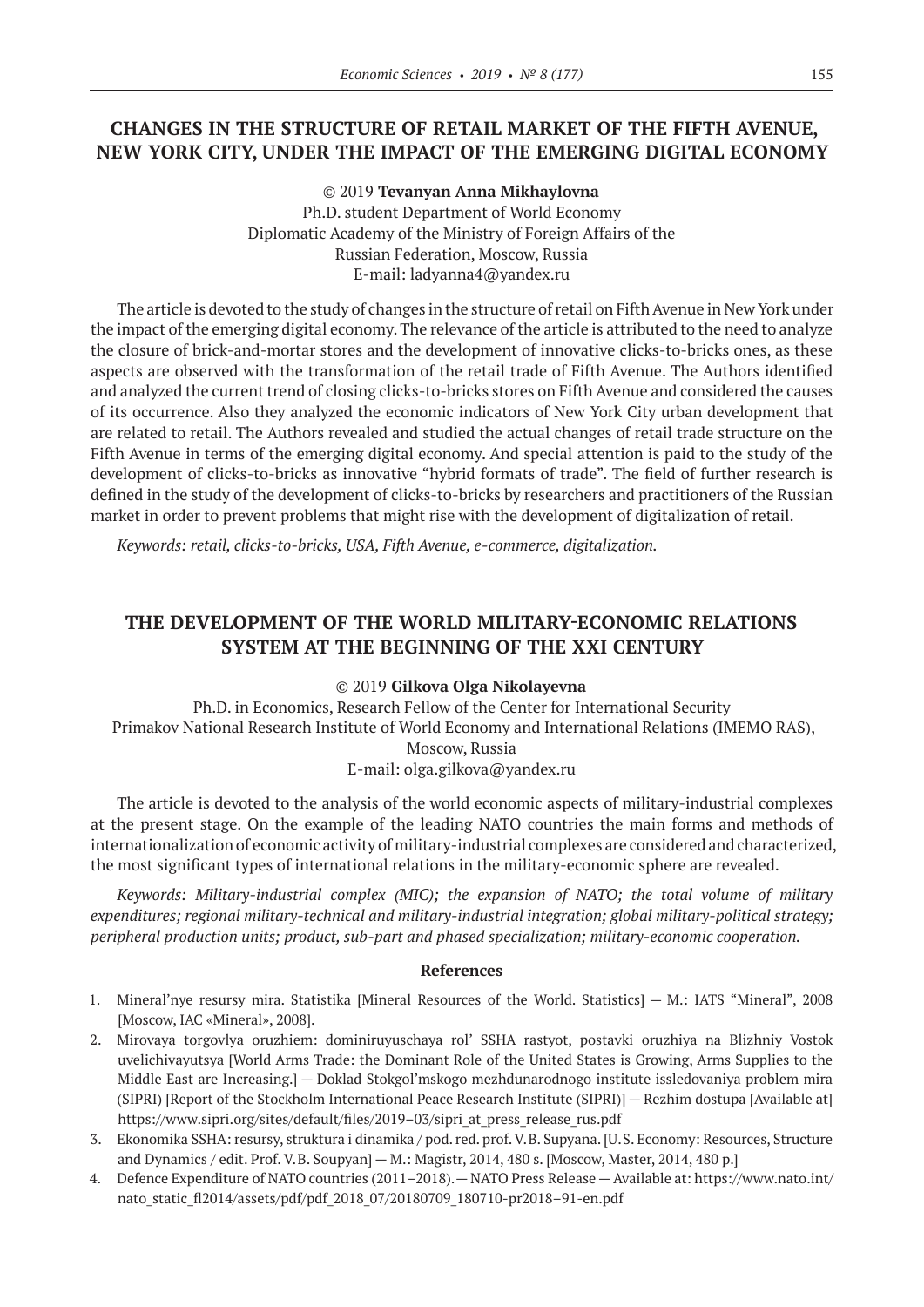## CHANGES IN THE STRUCTURE OF RETAIL MARKET OF THE FIFTH AVENUE, NEW YORK CITY, UNDER THE IMPACT OF THE EMERGING DIGITAL ECONOMY

© 2019 **Tevanyan Anna Mikhaylovna**
Ph.D. student Department of World Economy
Diplomatic Academy of the Ministry of Foreign Affairs of the Russian Federation, Moscow, Russia
E-mail: ladyanna4@yandex.ru

The article is devoted to the study of changes in the structure of retail on Fifth Avenue in New York under the impact of the emerging digital economy. The relevance of the article is attributed to the need to analyze the closure of brick-and-mortar stores and the development of innovative clicks-to-bricks ones, as these aspects are observed with the transformation of the retail trade of Fifth Avenue. The Authors identified and analyzed the current trend of closing clicks-to-bricks stores on Fifth Avenue and considered the causes of its occurrence. Also they analyzed the economic indicators of New York City urban development that are related to retail. The Authors revealed and studied the actual changes of retail trade structure on the Fifth Avenue in terms of the emerging digital economy. And special attention is paid to the study of the development of clicks-to-bricks as innovative "hybrid formats of trade". The field of further research is defined in the study of the development of clicks-to-bricks by researchers and practitioners of the Russian market in order to prevent problems that might rise with the development of digitalization of retail.

*Keywords: retail, clicks-to-bricks, USA, Fifth Avenue, e-commerce, digitalization.*

## THE DEVELOPMENT OF THE WORLD MILITARY-ECONOMIC RELATIONS SYSTEM AT THE BEGINNING OF THE XXI CENTURY

© 2019 **Gilkova Olga Nikolayevna**
Ph.D. in Economics, Research Fellow of the Center for International Security
Primakov National Research Institute of World Economy and International Relations (IMEMO RAS), Moscow, Russia
E-mail: olga.gilkova@yandex.ru

The article is devoted to the analysis of the world economic aspects of military-industrial complexes at the present stage. On the example of the leading NATO countries the main forms and methods of internationalization of economic activity of military-industrial complexes are considered and characterized, the most significant types of international relations in the military-economic sphere are revealed.

*Keywords: Military-industrial complex (MIC); the expansion of NATO; the total volume of military expenditures; regional military-technical and military-industrial integration; global military-political strategy; peripheral production units; product, sub-part and phased specialization; military-economic cooperation.*

### References

1. Mineral'nye resursy mira. Statistika [Mineral Resources of the World. Statistics] — M.: IATS "Mineral", 2008 [Moscow, IAC «Mineral», 2008].
2. Mirovaya torgovlya oruzhiem: dominiruyuschaya rol' SSHA rastyot, postavki oruzhiya na Blizhniy Vostok uvelichivayutsya [World Arms Trade: the Dominant Role of the United States is Growing, Arms Supplies to the Middle East are Increasing.] — Doklad Stokgol'mskogo mezhdunarodnogo institute issledovaniya problem mira (SIPRI) [Report of the Stockholm International Peace Research Institute (SIPRI)] — Rezhim dostupa [Available at] https://www.sipri.org/sites/default/files/2019–03/sipri_at_press_release_rus.pdf
3. Ekonomika SSHA: resursy, struktura i dinamika / pod. red. prof. V.B. Supyana. [U.S. Economy: Resources, Structure and Dynamics / edit. Prof. V.B. Soupyan] — M.: Magistr, 2014, 480 s. [Moscow, Master, 2014, 480 p.]
4. Defence Expenditure of NATO countries (2011–2018). — NATO Press Release — Available at: https://www.nato.int/nato_static_fl2014/assets/pdf/pdf_2018_07/20180709_180710-pr2018–91-en.pdf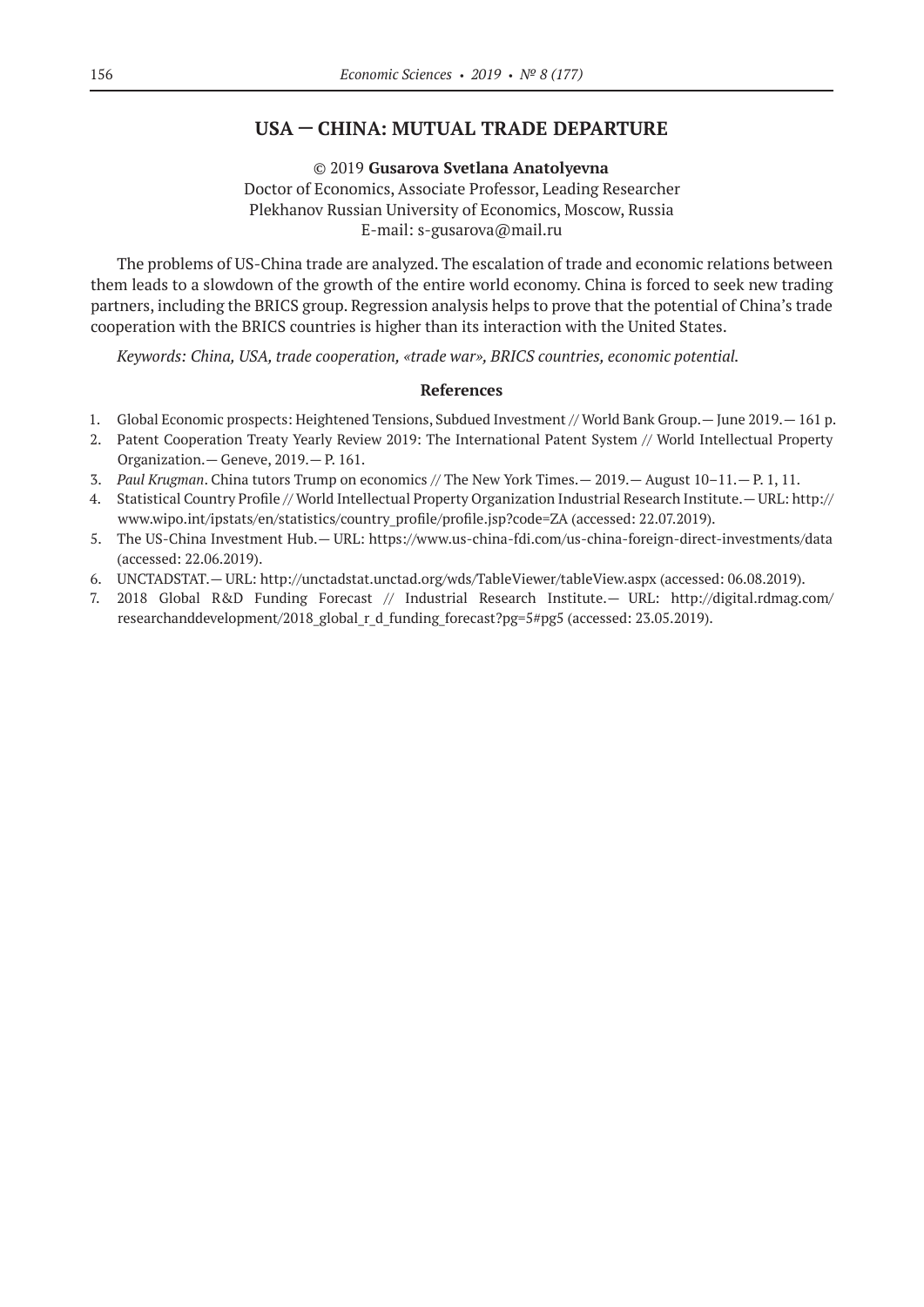# USA — CHINA: MUTUAL TRADE DEPARTURE

© 2019 **Gusarova Svetlana Anatolyevna**
Doctor of Economics, Associate Professor, Leading Researcher
Plekhanov Russian University of Economics, Moscow, Russia
E-mail: s-gusarova@mail.ru

The problems of US-China trade are analyzed. The escalation of trade and economic relations between them leads to a slowdown of the growth of the entire world economy. China is forced to seek new trading partners, including the BRICS group. Regression analysis helps to prove that the potential of China's trade cooperation with the BRICS countries is higher than its interaction with the United States.

*Keywords: China, USA, trade cooperation, «trade war», BRICS countries, economic potential.*

### References

1. Global Economic prospects: Heightened Tensions, Subdued Investment // World Bank Group.— June 2019.— 161 p.
2. Patent Cooperation Treaty Yearly Review 2019: The International Patent System // World Intellectual Property Organization.— Geneve, 2019.— P. 161.
3. *Paul Krugman*. China tutors Trump on economics // The New York Times.— 2019.— August 10–11.— P. 1, 11.
4. Statistical Country Profile // World Intellectual Property Organization Industrial Research Institute.— URL: http://www.wipo.int/ipstats/en/statistics/country_profile/profile.jsp?code=ZA (accessed: 22.07.2019).
5. The US-China Investment Hub.— URL: https://www.us-china-fdi.com/us-china-foreign-direct-investments/data (accessed: 22.06.2019).
6. UNCTADSTAT.— URL: http://unctadstat.unctad.org/wds/TableViewer/tableView.aspx (accessed: 06.08.2019).
7. 2018 Global R&D Funding Forecast // Industrial Research Institute.— URL: http://digital.rdmag.com/researchanddevelopment/2018_global_r_d_funding_forecast?pg=5#pg5 (accessed: 23.05.2019).